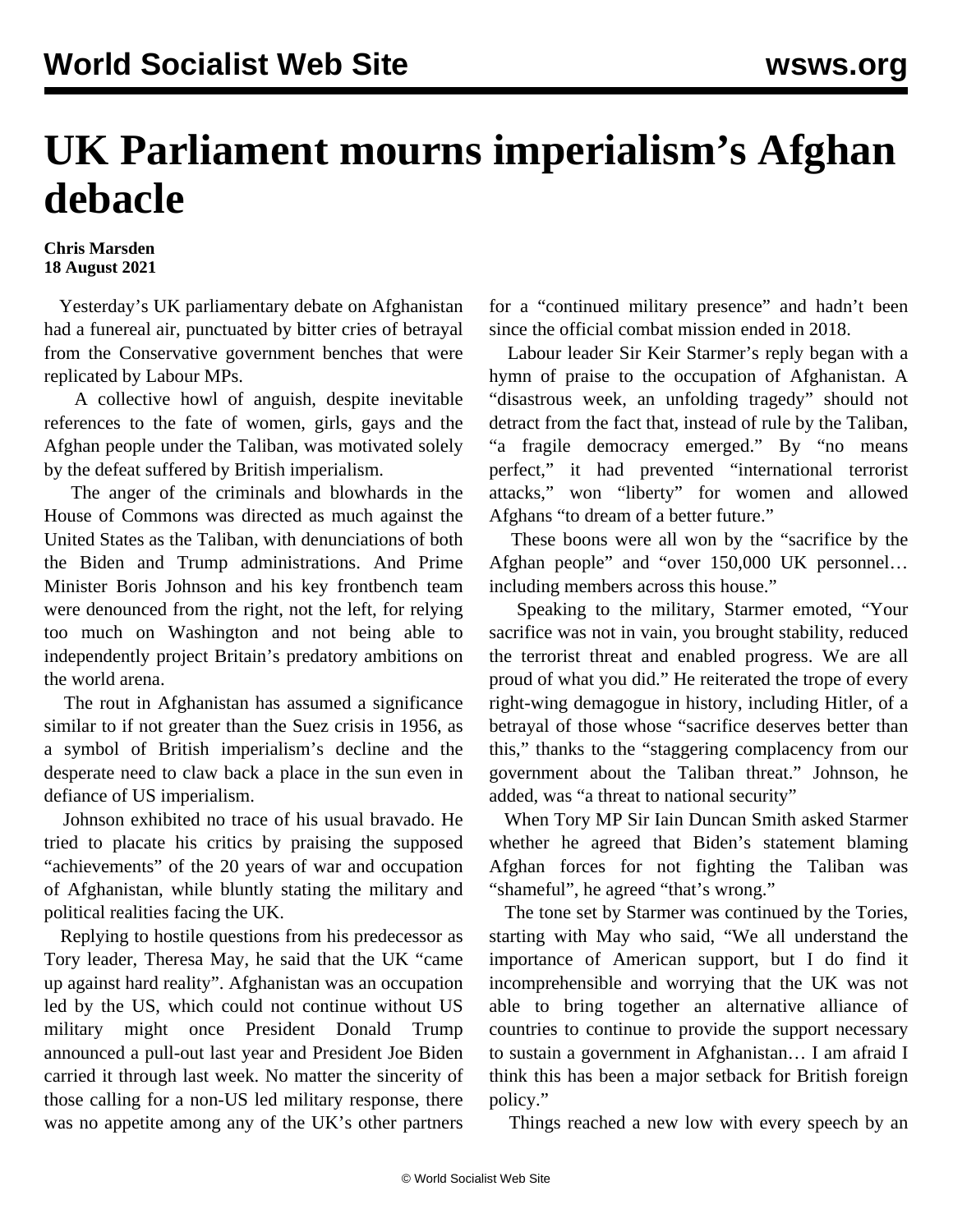# UK Parliament mourns imperialism's Afghan debacle

**Chris Marsden**
**18 August 2021**

Yesterday's UK parliamentary debate on Afghanistan had a funereal air, punctuated by bitter cries of betrayal from the Conservative government benches that were replicated by Labour MPs.

A collective howl of anguish, despite inevitable references to the fate of women, girls, gays and the Afghan people under the Taliban, was motivated solely by the defeat suffered by British imperialism.

The anger of the criminals and blowhards in the House of Commons was directed as much against the United States as the Taliban, with denunciations of both the Biden and Trump administrations. And Prime Minister Boris Johnson and his key frontbench team were denounced from the right, not the left, for relying too much on Washington and not being able to independently project Britain's predatory ambitions on the world arena.

The rout in Afghanistan has assumed a significance similar to if not greater than the Suez crisis in 1956, as a symbol of British imperialism's decline and the desperate need to claw back a place in the sun even in defiance of US imperialism.

Johnson exhibited no trace of his usual bravado. He tried to placate his critics by praising the supposed "achievements" of the 20 years of war and occupation of Afghanistan, while bluntly stating the military and political realities facing the UK.

Replying to hostile questions from his predecessor as Tory leader, Theresa May, he said that the UK "came up against hard reality". Afghanistan was an occupation led by the US, which could not continue without US military might once President Donald Trump announced a pull-out last year and President Joe Biden carried it through last week. No matter the sincerity of those calling for a non-US led military response, there was no appetite among any of the UK's other partners for a "continued military presence" and hadn't been since the official combat mission ended in 2018.

Labour leader Sir Keir Starmer's reply began with a hymn of praise to the occupation of Afghanistan. A "disastrous week, an unfolding tragedy" should not detract from the fact that, instead of rule by the Taliban, "a fragile democracy emerged." By "no means perfect," it had prevented "international terrorist attacks," won "liberty" for women and allowed Afghans "to dream of a better future."

These boons were all won by the "sacrifice by the Afghan people" and "over 150,000 UK personnel… including members across this house."

Speaking to the military, Starmer emoted, "Your sacrifice was not in vain, you brought stability, reduced the terrorist threat and enabled progress. We are all proud of what you did." He reiterated the trope of every right-wing demagogue in history, including Hitler, of a betrayal of those whose "sacrifice deserves better than this," thanks to the "staggering complacency from our government about the Taliban threat." Johnson, he added, was "a threat to national security"

When Tory MP Sir Iain Duncan Smith asked Starmer whether he agreed that Biden's statement blaming Afghan forces for not fighting the Taliban was "shameful", he agreed "that's wrong."

The tone set by Starmer was continued by the Tories, starting with May who said, "We all understand the importance of American support, but I do find it incomprehensible and worrying that the UK was not able to bring together an alternative alliance of countries to continue to provide the support necessary to sustain a government in Afghanistan… I am afraid I think this has been a major setback for British foreign policy."

Things reached a new low with every speech by an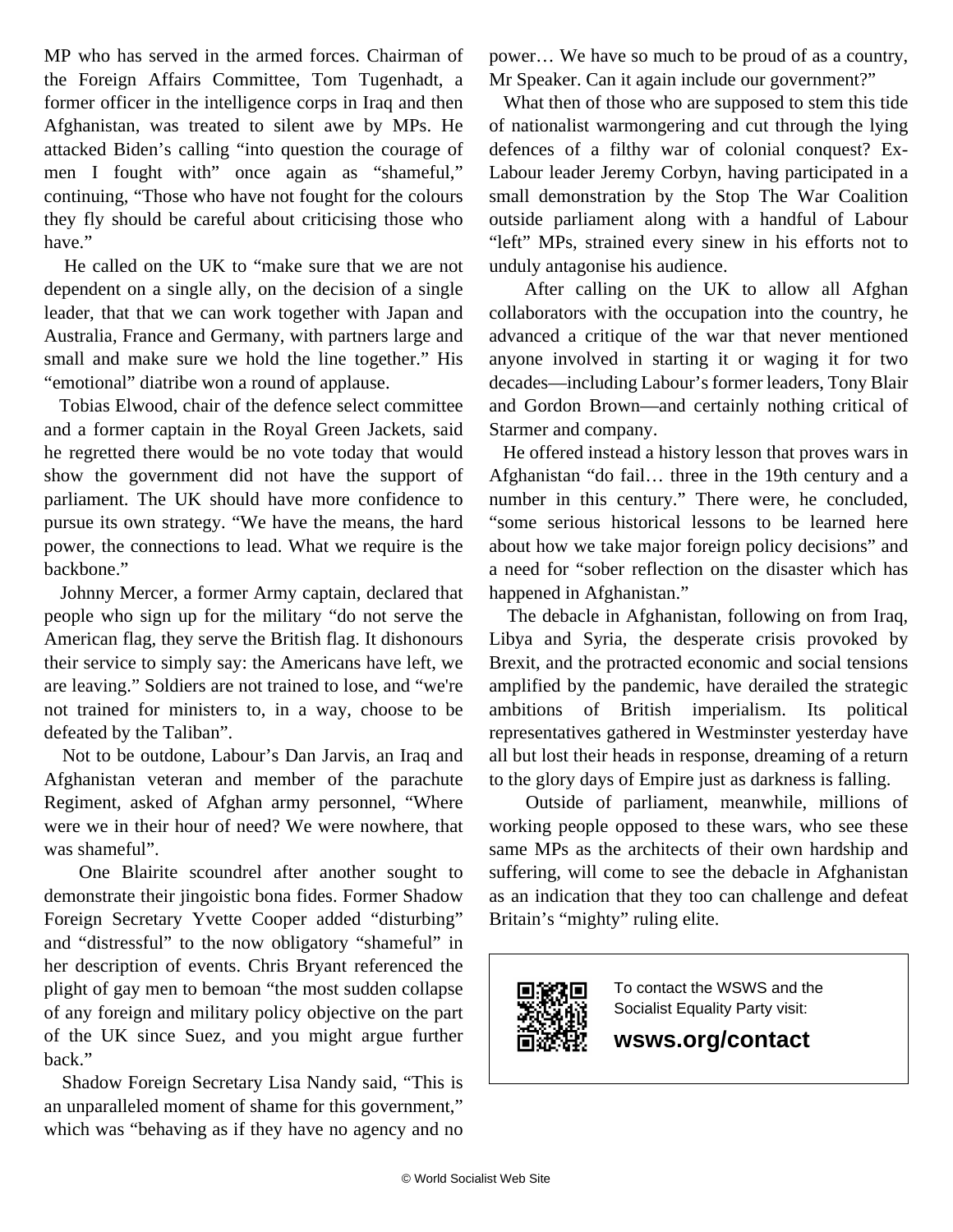MP who has served in the armed forces. Chairman of the Foreign Affairs Committee, Tom Tugenhadt, a former officer in the intelligence corps in Iraq and then Afghanistan, was treated to silent awe by MPs. He attacked Biden's calling "into question the courage of men I fought with" once again as "shameful," continuing, "Those who have not fought for the colours they fly should be careful about criticising those who have."

He called on the UK to "make sure that we are not dependent on a single ally, on the decision of a single leader, that that we can work together with Japan and Australia, France and Germany, with partners large and small and make sure we hold the line together." His "emotional" diatribe won a round of applause.

Tobias Elwood, chair of the defence select committee and a former captain in the Royal Green Jackets, said he regretted there would be no vote today that would show the government did not have the support of parliament. The UK should have more confidence to pursue its own strategy. "We have the means, the hard power, the connections to lead. What we require is the backbone."

Johnny Mercer, a former Army captain, declared that people who sign up for the military "do not serve the American flag, they serve the British flag. It dishonours their service to simply say: the Americans have left, we are leaving." Soldiers are not trained to lose, and "we're not trained for ministers to, in a way, choose to be defeated by the Taliban".

Not to be outdone, Labour's Dan Jarvis, an Iraq and Afghanistan veteran and member of the parachute Regiment, asked of Afghan army personnel, "Where were we in their hour of need? We were nowhere, that was shameful".

One Blairite scoundrel after another sought to demonstrate their jingoistic bona fides. Former Shadow Foreign Secretary Yvette Cooper added "disturbing" and "distressful" to the now obligatory "shameful" in her description of events. Chris Bryant referenced the plight of gay men to bemoan "the most sudden collapse of any foreign and military policy objective on the part of the UK since Suez, and you might argue further back."

Shadow Foreign Secretary Lisa Nandy said, "This is an unparalleled moment of shame for this government," which was "behaving as if they have no agency and no power… We have so much to be proud of as a country, Mr Speaker. Can it again include our government?"

What then of those who are supposed to stem this tide of nationalist warmongering and cut through the lying defences of a filthy war of colonial conquest? Ex-Labour leader Jeremy Corbyn, having participated in a small demonstration by the Stop The War Coalition outside parliament along with a handful of Labour "left" MPs, strained every sinew in his efforts not to unduly antagonise his audience.

After calling on the UK to allow all Afghan collaborators with the occupation into the country, he advanced a critique of the war that never mentioned anyone involved in starting it or waging it for two decades—including Labour's former leaders, Tony Blair and Gordon Brown—and certainly nothing critical of Starmer and company.

He offered instead a history lesson that proves wars in Afghanistan "do fail… three in the 19th century and a number in this century." There were, he concluded, "some serious historical lessons to be learned here about how we take major foreign policy decisions" and a need for "sober reflection on the disaster which has happened in Afghanistan."

The debacle in Afghanistan, following on from Iraq, Libya and Syria, the desperate crisis provoked by Brexit, and the protracted economic and social tensions amplified by the pandemic, have derailed the strategic ambitions of British imperialism. Its political representatives gathered in Westminster yesterday have all but lost their heads in response, dreaming of a return to the glory days of Empire just as darkness is falling.

Outside of parliament, meanwhile, millions of working people opposed to these wars, who see these same MPs as the architects of their own hardship and suffering, will come to see the debacle in Afghanistan as an indication that they too can challenge and defeat Britain's "mighty" ruling elite.

To contact the WSWS and the Socialist Equality Party visit:

**wsws.org/contact**